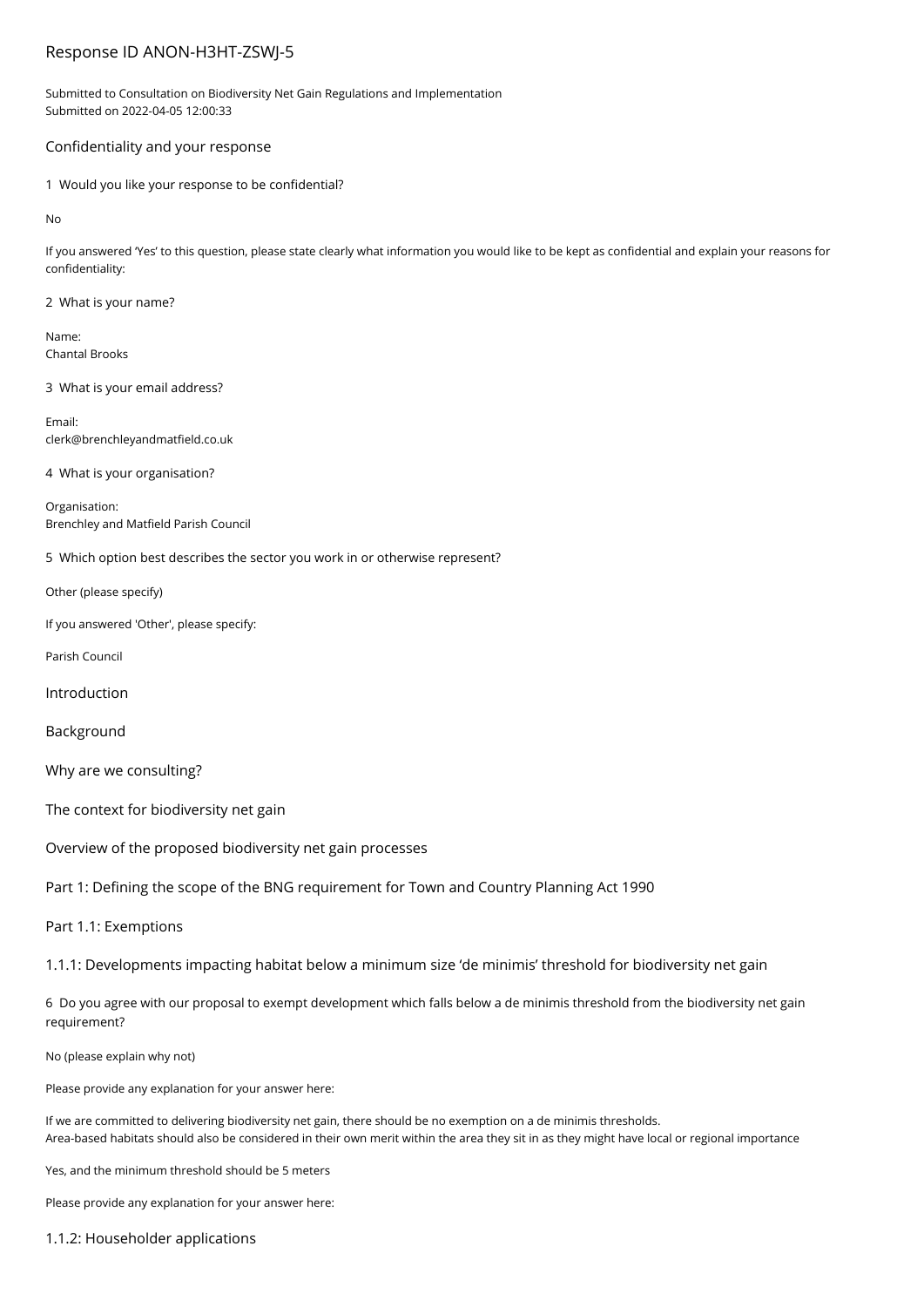# Response ID ANON-H3HT-ZSWJ-5

Submitted to Consultation on Biodiversity Net Gain Regulations and Implementation
Submitted on 2022-04-05 12:00:33

## Confidentiality and your response

1 Would you like your response to be confidential?

No

If you answered 'Yes' to this question, please state clearly what information you would like to be kept as confidential and explain your reasons for confidentiality:

2 What is your name?

Name:
Chantal Brooks

3 What is your email address?

Email:
clerk@brenchleyandmatfield.co.uk

4 What is your organisation?

Organisation:
Brenchley and Matfield Parish Council

5 Which option best describes the sector you work in or otherwise represent?

Other (please specify)

If you answered 'Other', please specify:

Parish Council

## Introduction

## Background

## Why are we consulting?

## The context for biodiversity net gain

## Overview of the proposed biodiversity net gain processes

## Part 1: Defining the scope of the BNG requirement for Town and Country Planning Act 1990

## Part 1.1: Exemptions

### 1.1.1: Developments impacting habitat below a minimum size 'de minimis' threshold for biodiversity net gain

6 Do you agree with our proposal to exempt development which falls below a de minimis threshold from the biodiversity net gain requirement?

No (please explain why not)

Please provide any explanation for your answer here:

If we are committed to delivering biodiversity net gain, there should be no exemption on a de minimis thresholds.
Area-based habitats should also be considered in their own merit within the area they sit in as they might have local or regional importance

Yes, and the minimum threshold should be 5 meters

Please provide any explanation for your answer here:

### 1.1.2: Householder applications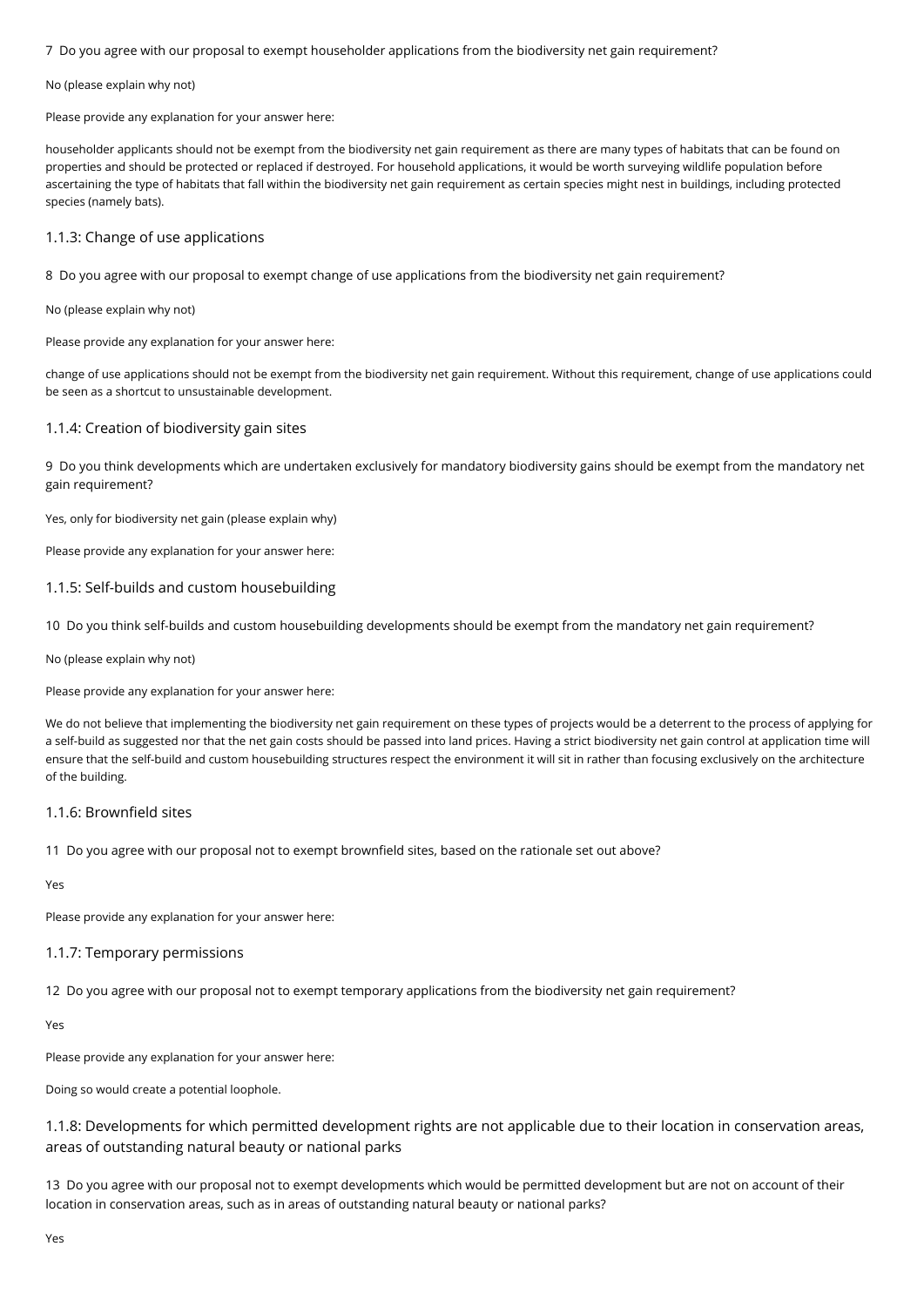7 Do you agree with our proposal to exempt householder applications from the biodiversity net gain requirement?

No (please explain why not)

Please provide any explanation for your answer here:

householder applicants should not be exempt from the biodiversity net gain requirement as there are many types of habitats that can be found on properties and should be protected or replaced if destroyed. For household applications, it would be worth surveying wildlife population before ascertaining the type of habitats that fall within the biodiversity net gain requirement as certain species might nest in buildings, including protected species (namely bats).

### 1.1.3: Change of use applications

8 Do you agree with our proposal to exempt change of use applications from the biodiversity net gain requirement?

No (please explain why not)

Please provide any explanation for your answer here:

change of use applications should not be exempt from the biodiversity net gain requirement. Without this requirement, change of use applications could be seen as a shortcut to unsustainable development.

### 1.1.4: Creation of biodiversity gain sites

9 Do you think developments which are undertaken exclusively for mandatory biodiversity gains should be exempt from the mandatory net gain requirement?

Yes, only for biodiversity net gain (please explain why)

Please provide any explanation for your answer here:

### 1.1.5: Self-builds and custom housebuilding

10 Do you think self-builds and custom housebuilding developments should be exempt from the mandatory net gain requirement?

No (please explain why not)

Please provide any explanation for your answer here:

We do not believe that implementing the biodiversity net gain requirement on these types of projects would be a deterrent to the process of applying for a self-build as suggested nor that the net gain costs should be passed into land prices. Having a strict biodiversity net gain control at application time will ensure that the self-build and custom housebuilding structures respect the environment it will sit in rather than focusing exclusively on the architecture of the building.

### 1.1.6: Brownfield sites

11 Do you agree with our proposal not to exempt brownfield sites, based on the rationale set out above?

Yes

Please provide any explanation for your answer here:

### 1.1.7: Temporary permissions

12 Do you agree with our proposal not to exempt temporary applications from the biodiversity net gain requirement?

Yes

Please provide any explanation for your answer here:

Doing so would create a potential loophole.

### 1.1.8: Developments for which permitted development rights are not applicable due to their location in conservation areas, areas of outstanding natural beauty or national parks

13 Do you agree with our proposal not to exempt developments which would be permitted development but are not on account of their location in conservation areas, such as in areas of outstanding natural beauty or national parks?

Yes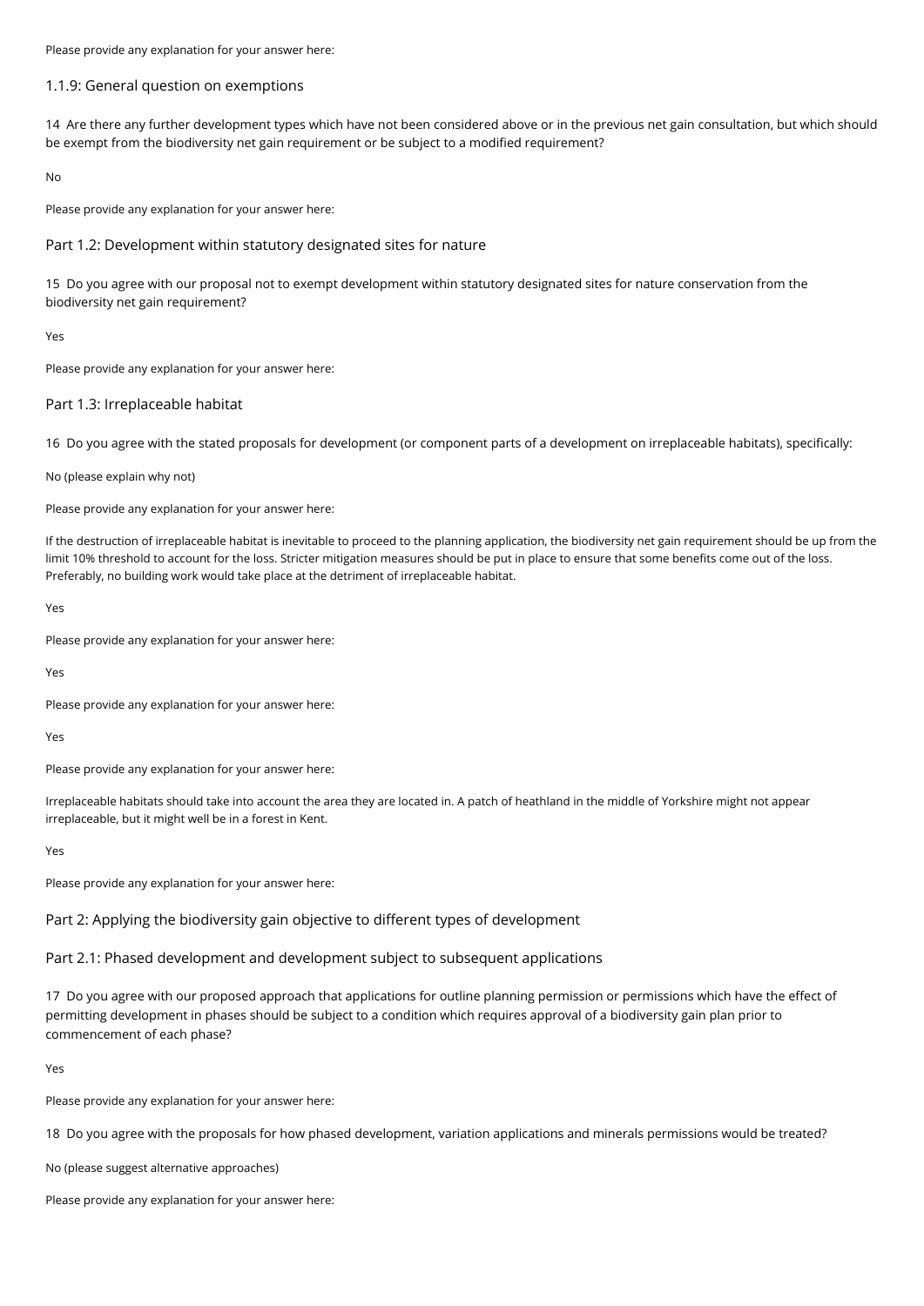Please provide any explanation for your answer here:

### 1.1.9: General question on exemptions

14 Are there any further development types which have not been considered above or in the previous net gain consultation, but which should be exempt from the biodiversity net gain requirement or be subject to a modified requirement?

No

Please provide any explanation for your answer here:

### Part 1.2: Development within statutory designated sites for nature

15 Do you agree with our proposal not to exempt development within statutory designated sites for nature conservation from the biodiversity net gain requirement?

Yes

Please provide any explanation for your answer here:

### Part 1.3: Irreplaceable habitat

16 Do you agree with the stated proposals for development (or component parts of a development on irreplaceable habitats), specifically:

No (please explain why not)

Please provide any explanation for your answer here:

If the destruction of irreplaceable habitat is inevitable to proceed to the planning application, the biodiversity net gain requirement should be up from the limit 10% threshold to account for the loss. Stricter mitigation measures should be put in place to ensure that some benefits come out of the loss. Preferably, no building work would take place at the detriment of irreplaceable habitat.

Yes

Please provide any explanation for your answer here:

Yes

Please provide any explanation for your answer here:

Yes

Please provide any explanation for your answer here:

Irreplaceable habitats should take into account the area they are located in. A patch of heathland in the middle of Yorkshire might not appear irreplaceable, but it might well be in a forest in Kent.

Yes

Please provide any explanation for your answer here:

## Part 2: Applying the biodiversity gain objective to different types of development

### Part 2.1: Phased development and development subject to subsequent applications

17 Do you agree with our proposed approach that applications for outline planning permission or permissions which have the effect of permitting development in phases should be subject to a condition which requires approval of a biodiversity gain plan prior to commencement of each phase?

Yes

Please provide any explanation for your answer here:

18 Do you agree with the proposals for how phased development, variation applications and minerals permissions would be treated?

No (please suggest alternative approaches)

Please provide any explanation for your answer here: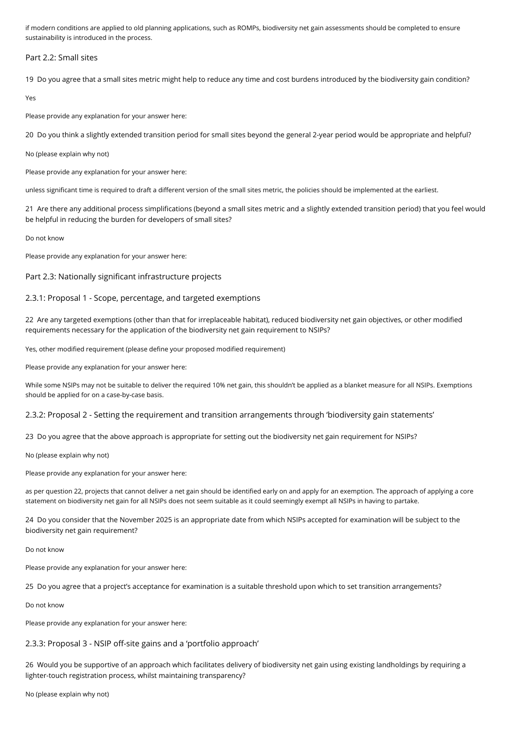if modern conditions are applied to old planning applications, such as ROMPs, biodiversity net gain assessments should be completed to ensure sustainability is introduced in the process.

## Part 2.2: Small sites

19 Do you agree that a small sites metric might help to reduce any time and cost burdens introduced by the biodiversity gain condition?

Yes

Please provide any explanation for your answer here:

20 Do you think a slightly extended transition period for small sites beyond the general 2-year period would be appropriate and helpful?

No (please explain why not)

Please provide any explanation for your answer here:

unless significant time is required to draft a different version of the small sites metric, the policies should be implemented at the earliest.

21 Are there any additional process simplifications (beyond a small sites metric and a slightly extended transition period) that you feel would be helpful in reducing the burden for developers of small sites?

Do not know

Please provide any explanation for your answer here:

## Part 2.3: Nationally significant infrastructure projects

### 2.3.1: Proposal 1 - Scope, percentage, and targeted exemptions

22 Are any targeted exemptions (other than that for irreplaceable habitat), reduced biodiversity net gain objectives, or other modified requirements necessary for the application of the biodiversity net gain requirement to NSIPs?

Yes, other modified requirement (please define your proposed modified requirement)

Please provide any explanation for your answer here:

While some NSIPs may not be suitable to deliver the required 10% net gain, this shouldn't be applied as a blanket measure for all NSIPs. Exemptions should be applied for on a case-by-case basis.

### 2.3.2: Proposal 2 - Setting the requirement and transition arrangements through 'biodiversity gain statements'

23 Do you agree that the above approach is appropriate for setting out the biodiversity net gain requirement for NSIPs?

No (please explain why not)

Please provide any explanation for your answer here:

as per question 22, projects that cannot deliver a net gain should be identified early on and apply for an exemption. The approach of applying a core statement on biodiversity net gain for all NSIPs does not seem suitable as it could seemingly exempt all NSIPs in having to partake.

24 Do you consider that the November 2025 is an appropriate date from which NSIPs accepted for examination will be subject to the biodiversity net gain requirement?

Do not know

Please provide any explanation for your answer here:

25 Do you agree that a project's acceptance for examination is a suitable threshold upon which to set transition arrangements?

Do not know

Please provide any explanation for your answer here:

### 2.3.3: Proposal 3 - NSIP off-site gains and a 'portfolio approach'

26 Would you be supportive of an approach which facilitates delivery of biodiversity net gain using existing landholdings by requiring a lighter-touch registration process, whilst maintaining transparency?

No (please explain why not)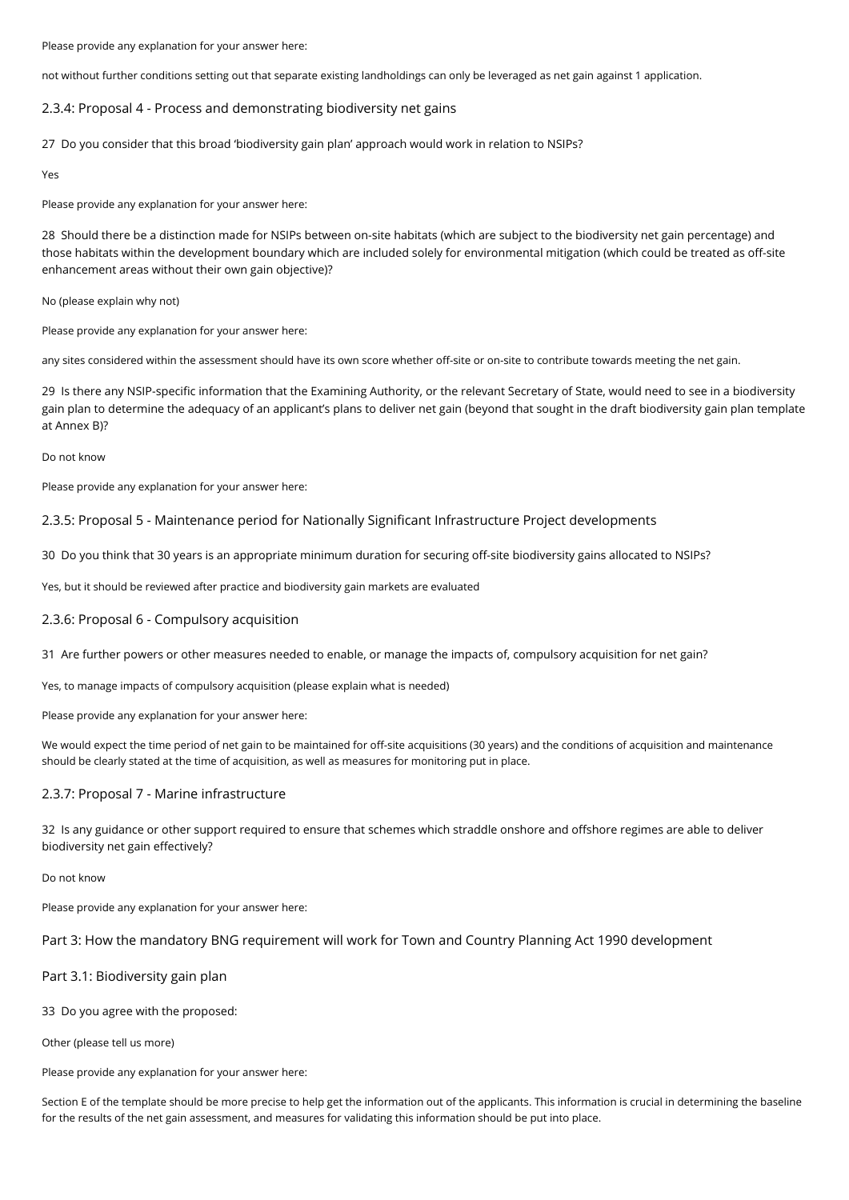Please provide any explanation for your answer here:

not without further conditions setting out that separate existing landholdings can only be leveraged as net gain against 1 application.

## 2.3.4: Proposal 4 - Process and demonstrating biodiversity net gains

27 Do you consider that this broad 'biodiversity gain plan' approach would work in relation to NSIPs?

Yes

Please provide any explanation for your answer here:

28 Should there be a distinction made for NSIPs between on-site habitats (which are subject to the biodiversity net gain percentage) and those habitats within the development boundary which are included solely for environmental mitigation (which could be treated as off-site enhancement areas without their own gain objective)?

No (please explain why not)

Please provide any explanation for your answer here:

any sites considered within the assessment should have its own score whether off-site or on-site to contribute towards meeting the net gain.

29 Is there any NSIP-specific information that the Examining Authority, or the relevant Secretary of State, would need to see in a biodiversity gain plan to determine the adequacy of an applicant's plans to deliver net gain (beyond that sought in the draft biodiversity gain plan template at Annex B)?

Do not know

Please provide any explanation for your answer here:

## 2.3.5: Proposal 5 - Maintenance period for Nationally Significant Infrastructure Project developments

30 Do you think that 30 years is an appropriate minimum duration for securing off-site biodiversity gains allocated to NSIPs?

Yes, but it should be reviewed after practice and biodiversity gain markets are evaluated

## 2.3.6: Proposal 6 - Compulsory acquisition

31 Are further powers or other measures needed to enable, or manage the impacts of, compulsory acquisition for net gain?

Yes, to manage impacts of compulsory acquisition (please explain what is needed)

Please provide any explanation for your answer here:

We would expect the time period of net gain to be maintained for off-site acquisitions (30 years) and the conditions of acquisition and maintenance should be clearly stated at the time of acquisition, as well as measures for monitoring put in place.

## 2.3.7: Proposal 7 - Marine infrastructure

32 Is any guidance or other support required to ensure that schemes which straddle onshore and offshore regimes are able to deliver biodiversity net gain effectively?

Do not know

Please provide any explanation for your answer here:

# Part 3: How the mandatory BNG requirement will work for Town and Country Planning Act 1990 development

## Part 3.1: Biodiversity gain plan

33 Do you agree with the proposed:

Other (please tell us more)

Please provide any explanation for your answer here:

Section E of the template should be more precise to help get the information out of the applicants. This information is crucial in determining the baseline for the results of the net gain assessment, and measures for validating this information should be put into place.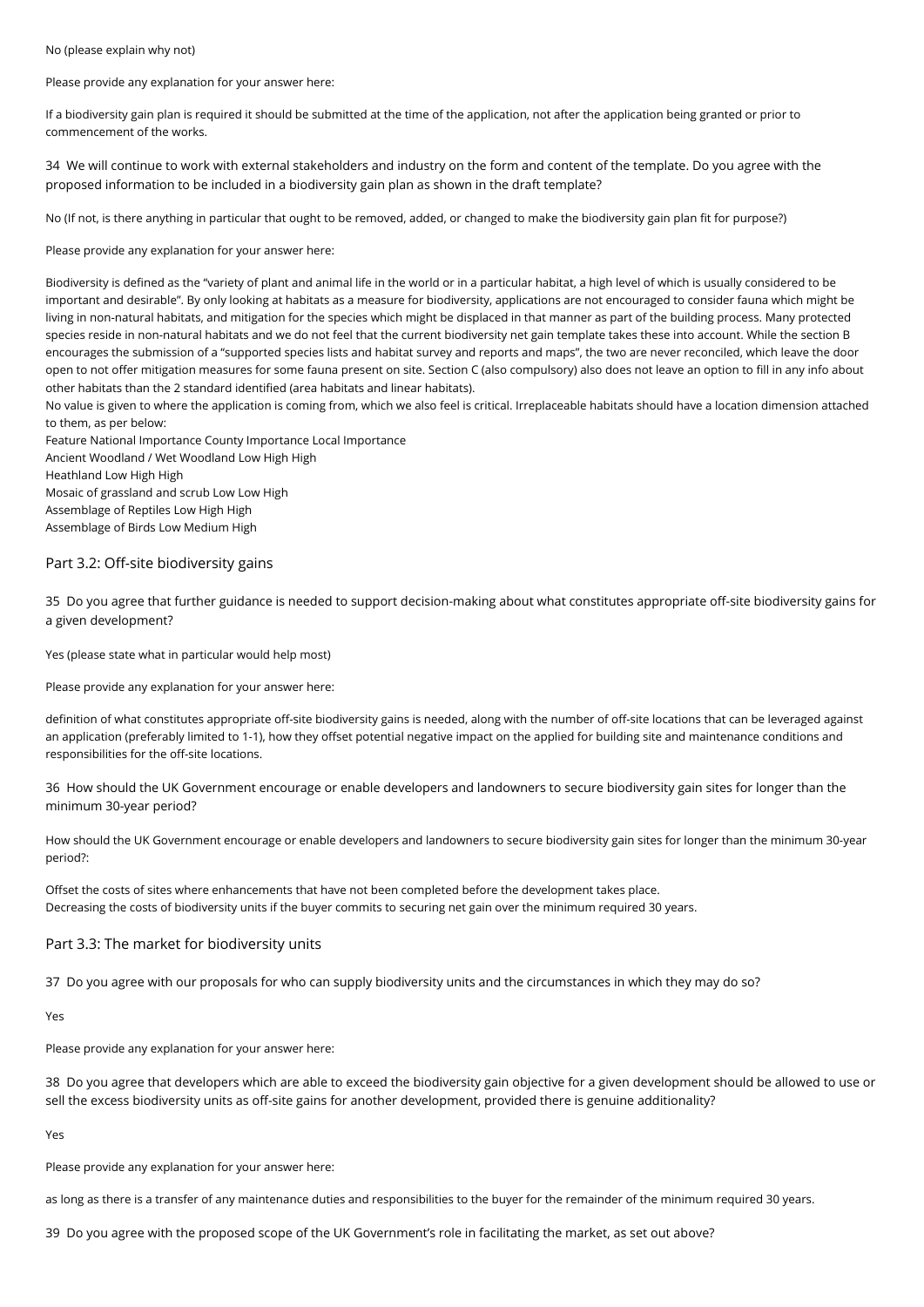No (please explain why not)

Please provide any explanation for your answer here:

If a biodiversity gain plan is required it should be submitted at the time of the application, not after the application being granted or prior to commencement of the works.

34 We will continue to work with external stakeholders and industry on the form and content of the template. Do you agree with the proposed information to be included in a biodiversity gain plan as shown in the draft template?

No (If not, is there anything in particular that ought to be removed, added, or changed to make the biodiversity gain plan fit for purpose?)

Please provide any explanation for your answer here:

Biodiversity is defined as the "variety of plant and animal life in the world or in a particular habitat, a high level of which is usually considered to be important and desirable". By only looking at habitats as a measure for biodiversity, applications are not encouraged to consider fauna which might be living in non-natural habitats, and mitigation for the species which might be displaced in that manner as part of the building process. Many protected species reside in non-natural habitats and we do not feel that the current biodiversity net gain template takes these into account. While the section B encourages the submission of a "supported species lists and habitat survey and reports and maps", the two are never reconciled, which leave the door open to not offer mitigation measures for some fauna present on site. Section C (also compulsory) also does not leave an option to fill in any info about other habitats than the 2 standard identified (area habitats and linear habitats).
No value is given to where the application is coming from, which we also feel is critical. Irreplaceable habitats should have a location dimension attached to them, as per below:

| Feature | National Importance | County Importance | Local Importance |
|---|---|---|---|
| Ancient Woodland / Wet Woodland | Low | High | High |
| Heathland | Low | High | High |
| Mosaic of grassland and scrub | Low | Low | High |
| Assemblage of Reptiles | Low | High | High |
| Assemblage of Birds | Low | Medium | High |

## Part 3.2: Off-site biodiversity gains

35 Do you agree that further guidance is needed to support decision-making about what constitutes appropriate off-site biodiversity gains for a given development?

Yes (please state what in particular would help most)

Please provide any explanation for your answer here:

definition of what constitutes appropriate off-site biodiversity gains is needed, along with the number of off-site locations that can be leveraged against an application (preferably limited to 1-1), how they offset potential negative impact on the applied for building site and maintenance conditions and responsibilities for the off-site locations.

36 How should the UK Government encourage or enable developers and landowners to secure biodiversity gain sites for longer than the minimum 30-year period?

How should the UK Government encourage or enable developers and landowners to secure biodiversity gain sites for longer than the minimum 30-year period?:

Offset the costs of sites where enhancements that have not been completed before the development takes place.
Decreasing the costs of biodiversity units if the buyer commits to securing net gain over the minimum required 30 years.

## Part 3.3: The market for biodiversity units

37 Do you agree with our proposals for who can supply biodiversity units and the circumstances in which they may do so?

Yes

Please provide any explanation for your answer here:

38 Do you agree that developers which are able to exceed the biodiversity gain objective for a given development should be allowed to use or sell the excess biodiversity units as off-site gains for another development, provided there is genuine additionality?

Yes

Please provide any explanation for your answer here:

as long as there is a transfer of any maintenance duties and responsibilities to the buyer for the remainder of the minimum required 30 years.

39 Do you agree with the proposed scope of the UK Government's role in facilitating the market, as set out above?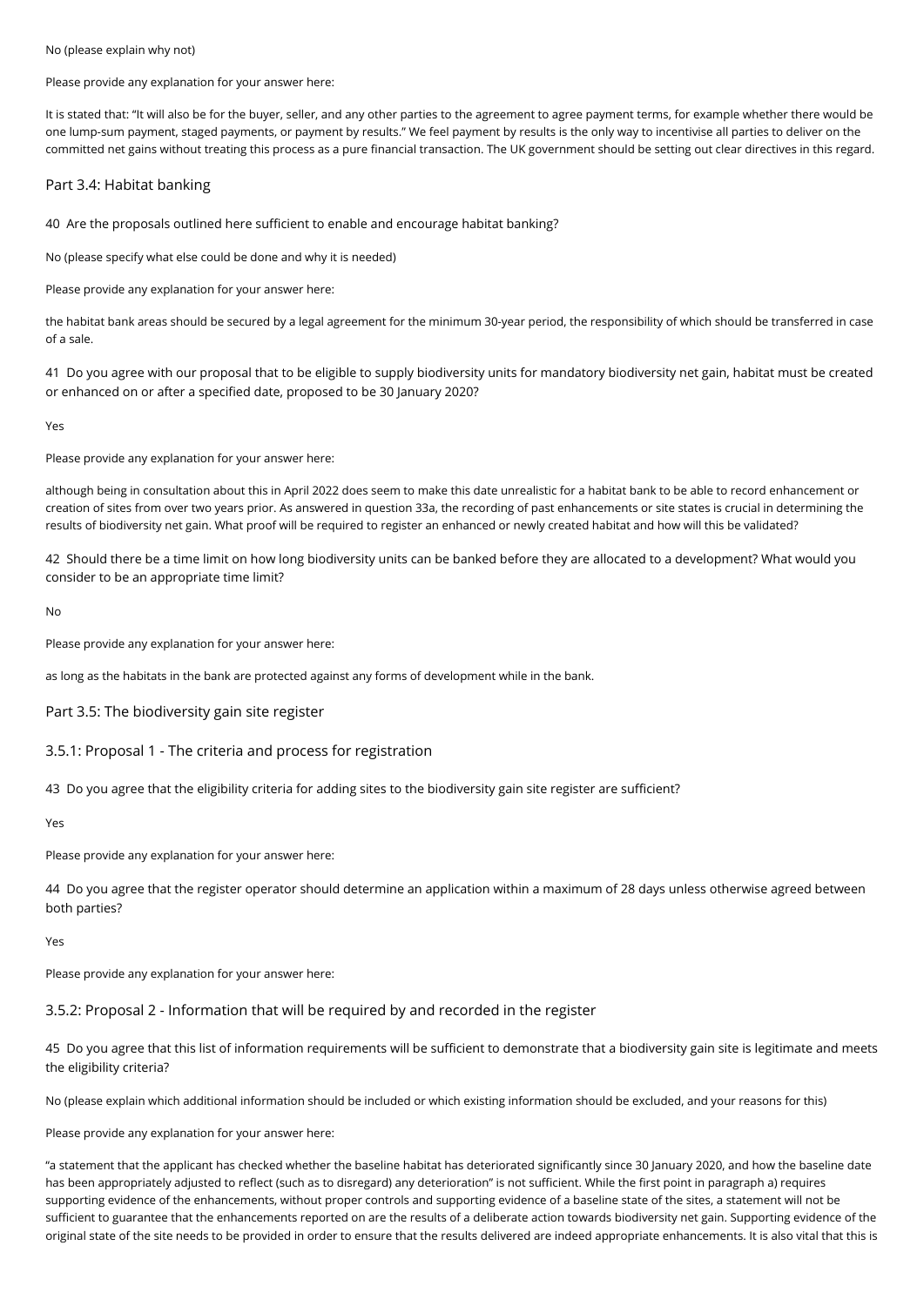No (please explain why not)

Please provide any explanation for your answer here:

It is stated that: "It will also be for the buyer, seller, and any other parties to the agreement to agree payment terms, for example whether there would be one lump-sum payment, staged payments, or payment by results." We feel payment by results is the only way to incentivise all parties to deliver on the committed net gains without treating this process as a pure financial transaction. The UK government should be setting out clear directives in this regard.

## Part 3.4: Habitat banking

40 Are the proposals outlined here sufficient to enable and encourage habitat banking?

No (please specify what else could be done and why it is needed)

Please provide any explanation for your answer here:

the habitat bank areas should be secured by a legal agreement for the minimum 30-year period, the responsibility of which should be transferred in case of a sale.

41 Do you agree with our proposal that to be eligible to supply biodiversity units for mandatory biodiversity net gain, habitat must be created or enhanced on or after a specified date, proposed to be 30 January 2020?

Yes

Please provide any explanation for your answer here:

although being in consultation about this in April 2022 does seem to make this date unrealistic for a habitat bank to be able to record enhancement or creation of sites from over two years prior. As answered in question 33a, the recording of past enhancements or site states is crucial in determining the results of biodiversity net gain. What proof will be required to register an enhanced or newly created habitat and how will this be validated?

42 Should there be a time limit on how long biodiversity units can be banked before they are allocated to a development? What would you consider to be an appropriate time limit?

No

Please provide any explanation for your answer here:

as long as the habitats in the bank are protected against any forms of development while in the bank.

## Part 3.5: The biodiversity gain site register

### 3.5.1: Proposal 1 - The criteria and process for registration

43 Do you agree that the eligibility criteria for adding sites to the biodiversity gain site register are sufficient?

Yes

Please provide any explanation for your answer here:

44 Do you agree that the register operator should determine an application within a maximum of 28 days unless otherwise agreed between both parties?

Yes

Please provide any explanation for your answer here:

### 3.5.2: Proposal 2 - Information that will be required by and recorded in the register

45 Do you agree that this list of information requirements will be sufficient to demonstrate that a biodiversity gain site is legitimate and meets the eligibility criteria?

No (please explain which additional information should be included or which existing information should be excluded, and your reasons for this)

Please provide any explanation for your answer here:

"a statement that the applicant has checked whether the baseline habitat has deteriorated significantly since 30 January 2020, and how the baseline date has been appropriately adjusted to reflect (such as to disregard) any deterioration" is not sufficient. While the first point in paragraph a) requires supporting evidence of the enhancements, without proper controls and supporting evidence of a baseline state of the sites, a statement will not be sufficient to guarantee that the enhancements reported on are the results of a deliberate action towards biodiversity net gain. Supporting evidence of the original state of the site needs to be provided in order to ensure that the results delivered are indeed appropriate enhancements. It is also vital that this is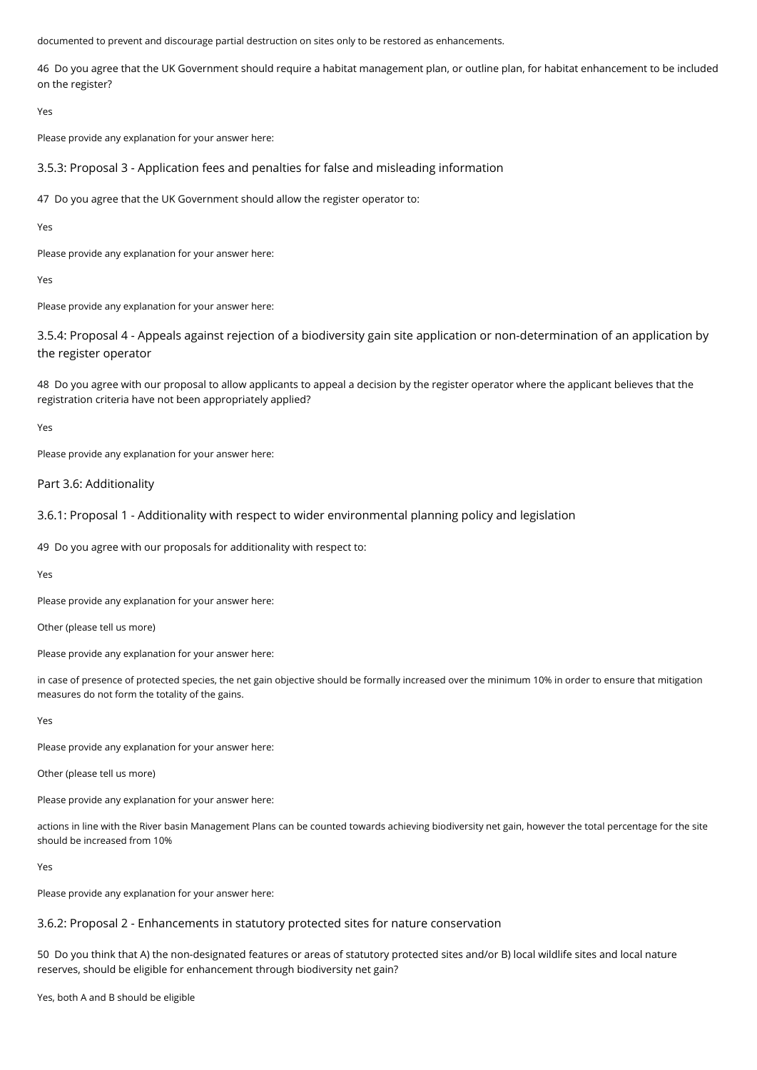documented to prevent and discourage partial destruction on sites only to be restored as enhancements.

46 Do you agree that the UK Government should require a habitat management plan, or outline plan, for habitat enhancement to be included on the register?

Yes

Please provide any explanation for your answer here:

### 3.5.3: Proposal 3 - Application fees and penalties for false and misleading information

47 Do you agree that the UK Government should allow the register operator to:

Yes

Please provide any explanation for your answer here:

Yes

Please provide any explanation for your answer here:

### 3.5.4: Proposal 4 - Appeals against rejection of a biodiversity gain site application or non-determination of an application by the register operator

48 Do you agree with our proposal to allow applicants to appeal a decision by the register operator where the applicant believes that the registration criteria have not been appropriately applied?

Yes

Please provide any explanation for your answer here:

## Part 3.6: Additionality

### 3.6.1: Proposal 1 - Additionality with respect to wider environmental planning policy and legislation

49 Do you agree with our proposals for additionality with respect to:

Yes

Please provide any explanation for your answer here:

Other (please tell us more)

Please provide any explanation for your answer here:

in case of presence of protected species, the net gain objective should be formally increased over the minimum 10% in order to ensure that mitigation measures do not form the totality of the gains.

Yes

Please provide any explanation for your answer here:

Other (please tell us more)

Please provide any explanation for your answer here:

actions in line with the River basin Management Plans can be counted towards achieving biodiversity net gain, however the total percentage for the site should be increased from 10%

Yes

Please provide any explanation for your answer here:

### 3.6.2: Proposal 2 - Enhancements in statutory protected sites for nature conservation

50 Do you think that A) the non-designated features or areas of statutory protected sites and/or B) local wildlife sites and local nature reserves, should be eligible for enhancement through biodiversity net gain?

Yes, both A and B should be eligible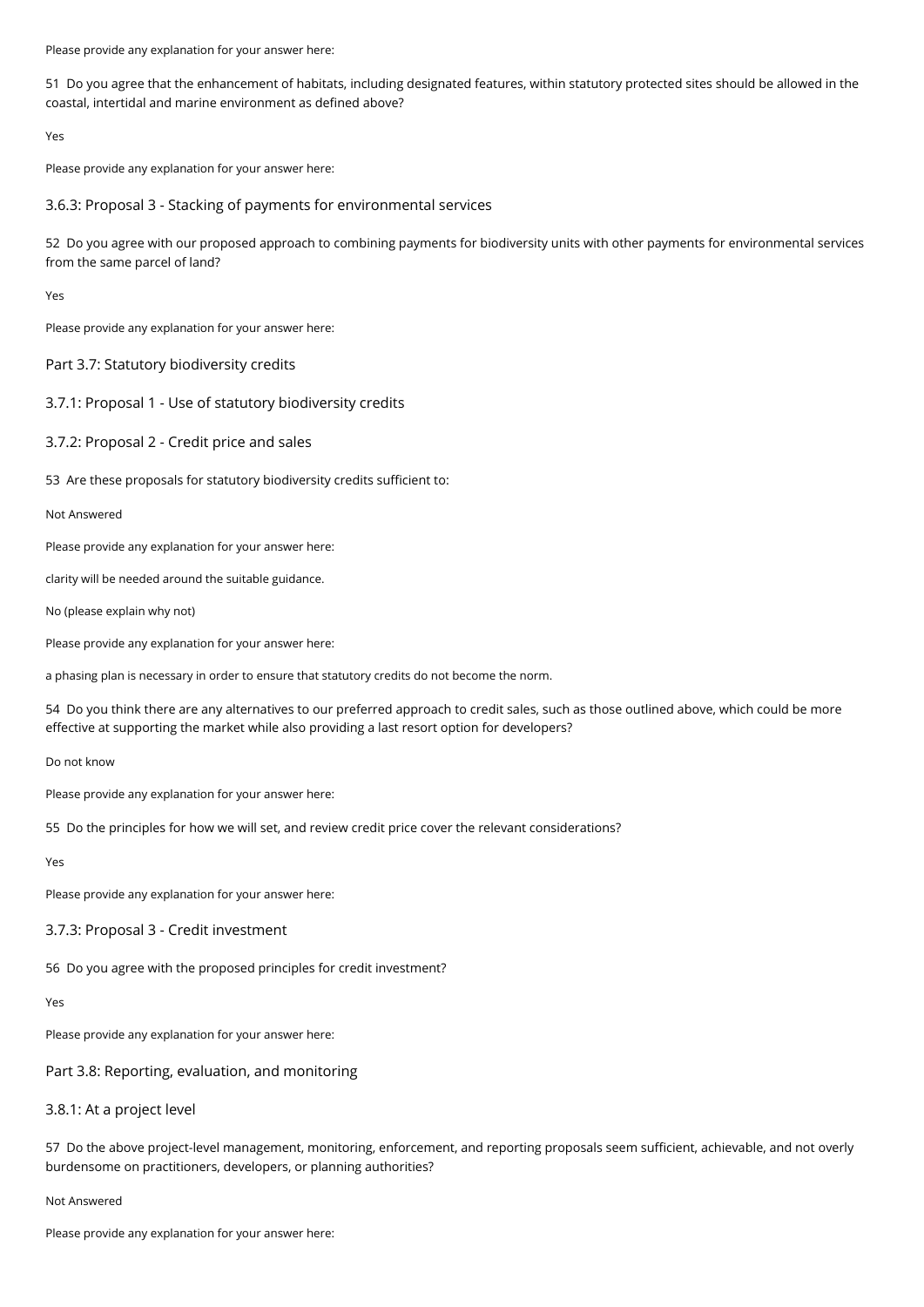Please provide any explanation for your answer here:

51 Do you agree that the enhancement of habitats, including designated features, within statutory protected sites should be allowed in the coastal, intertidal and marine environment as defined above?

Yes

Please provide any explanation for your answer here:

### 3.6.3: Proposal 3 - Stacking of payments for environmental services

52 Do you agree with our proposed approach to combining payments for biodiversity units with other payments for environmental services from the same parcel of land?

Yes

Please provide any explanation for your answer here:

## Part 3.7: Statutory biodiversity credits

### 3.7.1: Proposal 1 - Use of statutory biodiversity credits

### 3.7.2: Proposal 2 - Credit price and sales

53 Are these proposals for statutory biodiversity credits sufficient to:

Not Answered

Please provide any explanation for your answer here:

clarity will be needed around the suitable guidance.

No (please explain why not)

Please provide any explanation for your answer here:

a phasing plan is necessary in order to ensure that statutory credits do not become the norm.

54 Do you think there are any alternatives to our preferred approach to credit sales, such as those outlined above, which could be more effective at supporting the market while also providing a last resort option for developers?

Do not know

Please provide any explanation for your answer here:

55 Do the principles for how we will set, and review credit price cover the relevant considerations?

Yes

Please provide any explanation for your answer here:

### 3.7.3: Proposal 3 - Credit investment

56 Do you agree with the proposed principles for credit investment?

Yes

Please provide any explanation for your answer here:

## Part 3.8: Reporting, evaluation, and monitoring

### 3.8.1: At a project level

57 Do the above project-level management, monitoring, enforcement, and reporting proposals seem sufficient, achievable, and not overly burdensome on practitioners, developers, or planning authorities?

Not Answered

Please provide any explanation for your answer here: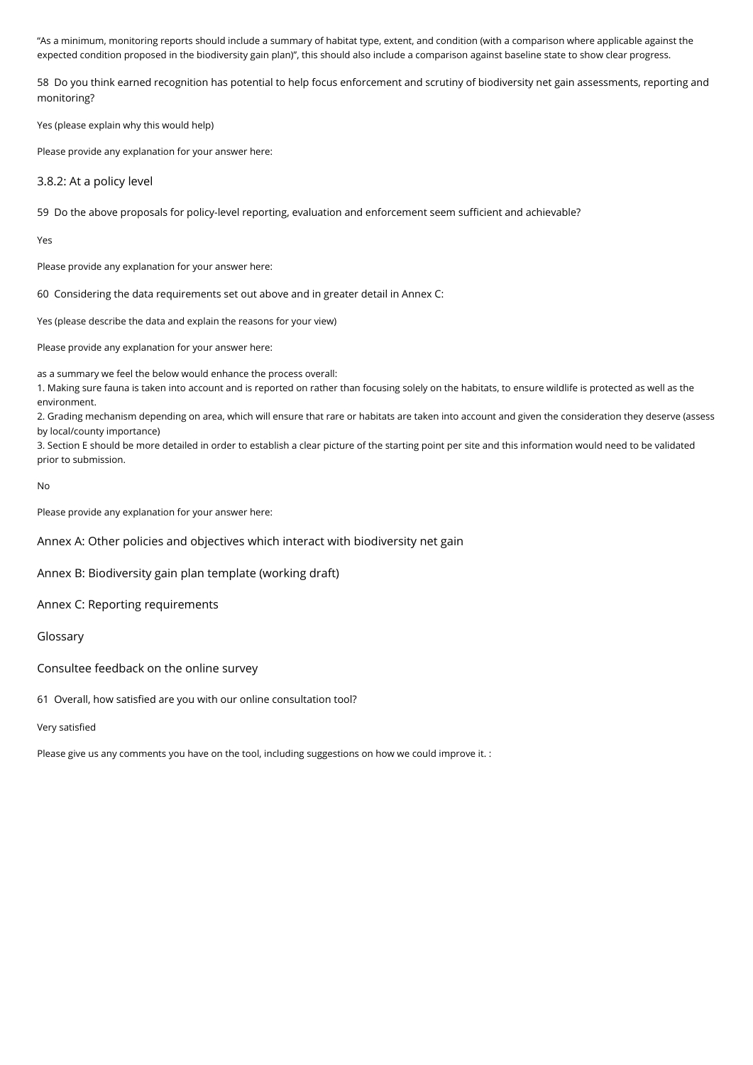"As a minimum, monitoring reports should include a summary of habitat type, extent, and condition (with a comparison where applicable against the expected condition proposed in the biodiversity gain plan)", this should also include a comparison against baseline state to show clear progress.

58 Do you think earned recognition has potential to help focus enforcement and scrutiny of biodiversity net gain assessments, reporting and monitoring?

Yes (please explain why this would help)

Please provide any explanation for your answer here:

### 3.8.2: At a policy level

59 Do the above proposals for policy-level reporting, evaluation and enforcement seem sufficient and achievable?

Yes

Please provide any explanation for your answer here:

60 Considering the data requirements set out above and in greater detail in Annex C:

Yes (please describe the data and explain the reasons for your view)

Please provide any explanation for your answer here:

as a summary we feel the below would enhance the process overall:
1. Making sure fauna is taken into account and is reported on rather than focusing solely on the habitats, to ensure wildlife is protected as well as the environment.
2. Grading mechanism depending on area, which will ensure that rare or habitats are taken into account and given the consideration they deserve (assess by local/county importance)
3. Section E should be more detailed in order to establish a clear picture of the starting point per site and this information would need to be validated prior to submission.

No

Please provide any explanation for your answer here:

## Annex A: Other policies and objectives which interact with biodiversity net gain

## Annex B: Biodiversity gain plan template (working draft)

## Annex C: Reporting requirements

## Glossary

## Consultee feedback on the online survey

61 Overall, how satisfied are you with our online consultation tool?

Very satisfied

Please give us any comments you have on the tool, including suggestions on how we could improve it. :